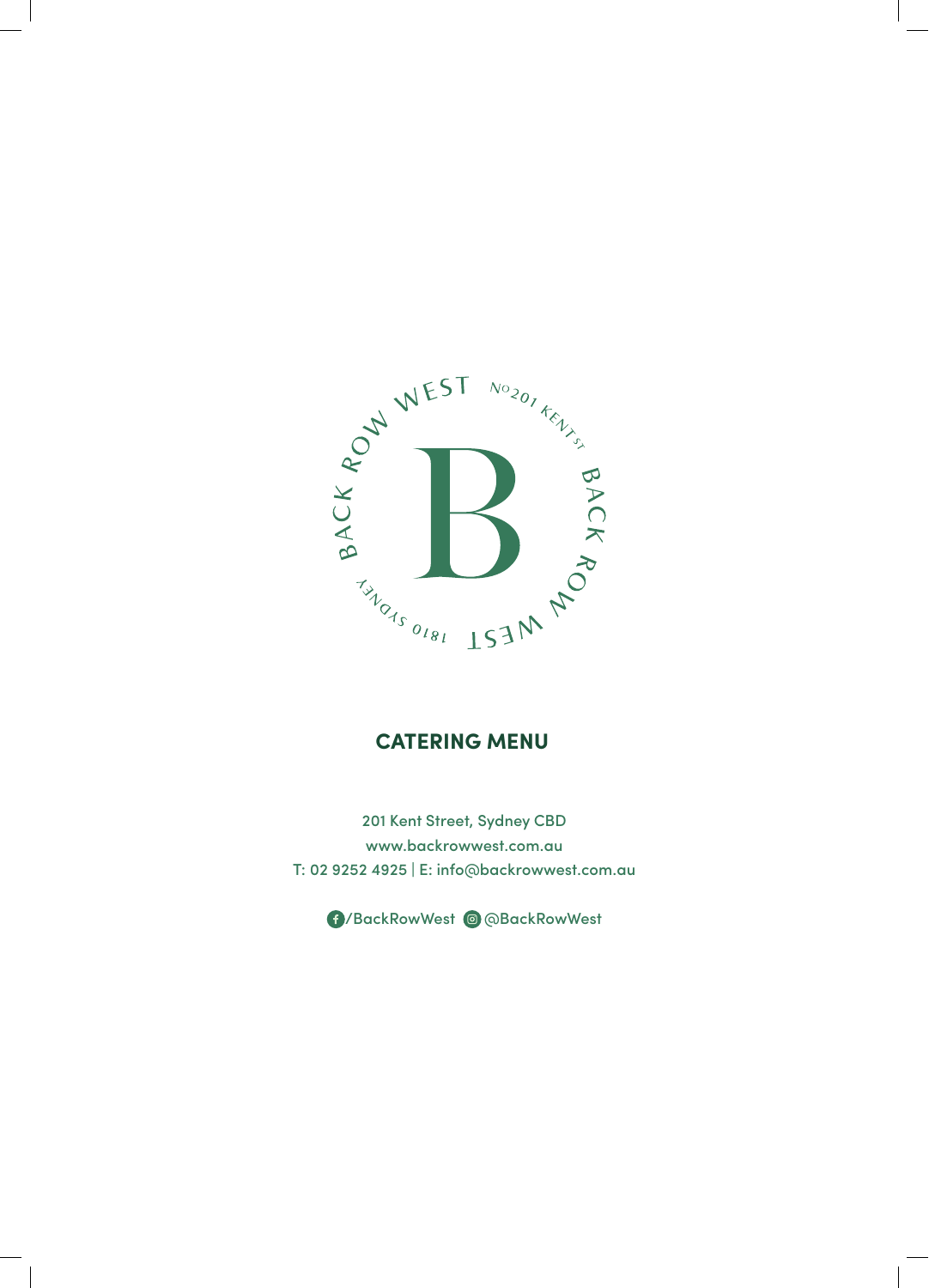BACK ROW WEST — No 201 KENT ST — BACK ROW WEST — 1810 SYDNEY

# CATERING MENU

201 Kent Street, Sydney CBD
www.backrowwest.com.au
T: 02 9252 4925 | E: info@backrowwest.com.au

/BackRowWest @BackRowWest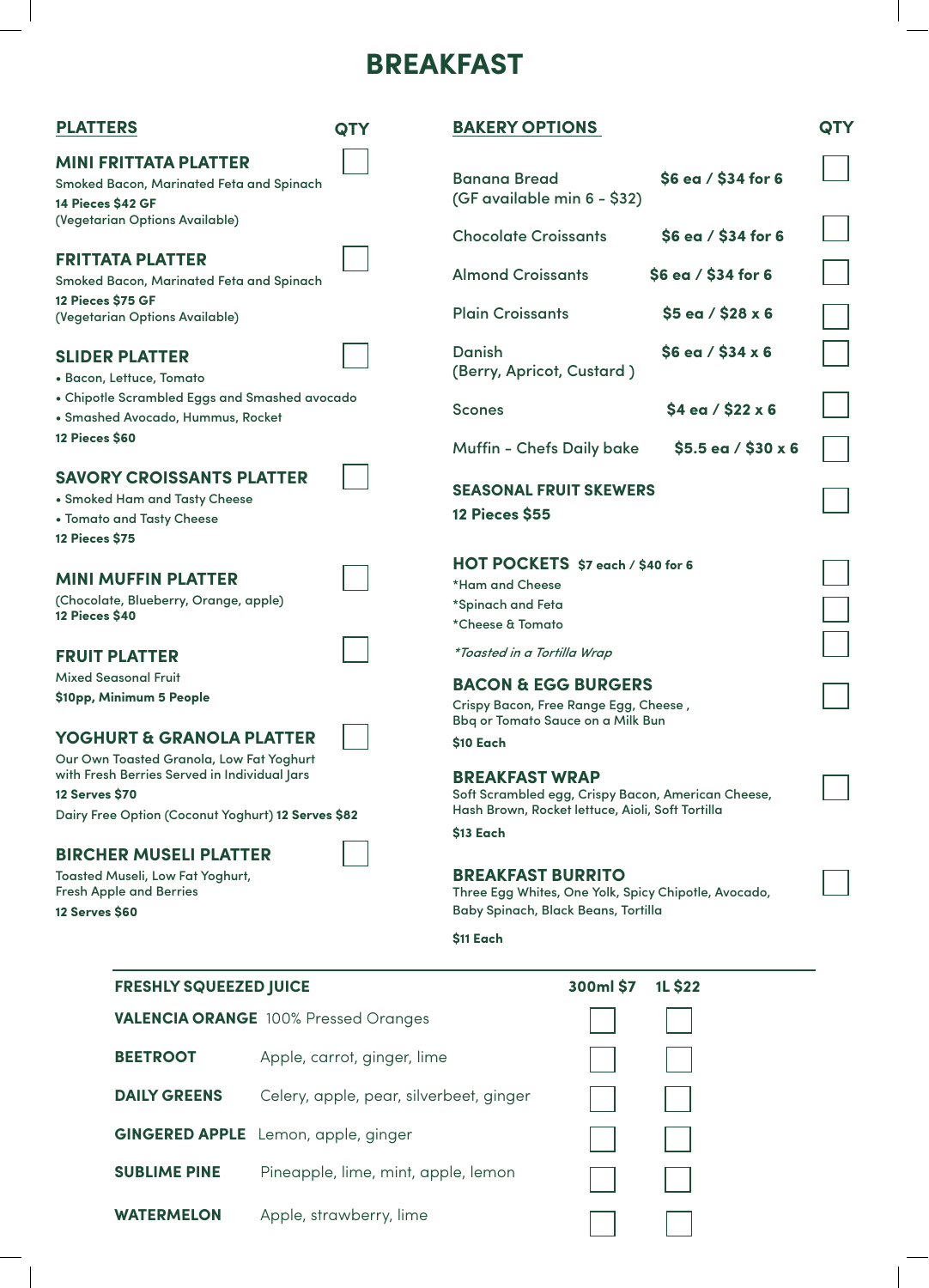# BREAKFAST

## PLATTERS

### MINI FRITTATA PLATTER
Smoked Bacon, Marinated Feta and Spinach
**14 Pieces $42 GF**
(Vegetarian Options Available)

### FRITTATA PLATTER
Smoked Bacon, Marinated Feta and Spinach
**12 Pieces $75 GF**
(Vegetarian Options Available)

### SLIDER PLATTER
- Bacon, Lettuce, Tomato
- Chipotle Scrambled Eggs and Smashed avocado
- Smashed Avocado, Hummus, Rocket

**12 Pieces $60**

### SAVORY CROISSANTS PLATTER
- Smoked Ham and Tasty Cheese
- Tomato and Tasty Cheese

**12 Pieces $75**

### MINI MUFFIN PLATTER
(Chocolate, Blueberry, Orange, apple)
**12 Pieces $40**

### FRUIT PLATTER
Mixed Seasonal Fruit
**$10pp, Minimum 5 People**

### YOGHURT & GRANOLA PLATTER
Our Own Toasted Granola, Low Fat Yoghurt with Fresh Berries Served in Individual Jars
**12 Serves $70**
Dairy Free Option (Coconut Yoghurt) **12 Serves $82**

### BIRCHER MUSELI PLATTER
Toasted Museli, Low Fat Yoghurt, Fresh Apple and Berries
**12 Serves $60**

## BAKERY OPTIONS

| Item | Price | QTY |
|---|---|---|
| Banana Bread (GF available min 6 - $32) | $6 ea / $34 for 6 | |
| Chocolate Croissants | $6 ea / $34 for 6 | |
| Almond Croissants | $6 ea / $34 for 6 | |
| Plain Croissants | $5 ea / $28 x 6 | |
| Danish (Berry, Apricot, Custard ) | $6 ea / $34 x 6 | |
| Scones | $4 ea / $22 x 6 | |
| Muffin - Chefs Daily bake | $5.5 ea / $30 x 6 | |

### SEASONAL FRUIT SKEWERS
**12 Pieces $55**

### HOT POCKETS $7 each / $40 for 6
*Ham and Cheese
*Spinach and Feta
*Cheese & Tomato

*\*Toasted in a Tortilla Wrap*

### BACON & EGG BURGERS
Crispy Bacon, Free Range Egg, Cheese , Bbq or Tomato Sauce on a Milk Bun
**$10 Each**

### BREAKFAST WRAP
Soft Scrambled egg, Crispy Bacon, American Cheese, Hash Brown, Rocket lettuce, Aioli, Soft Tortilla
**$13 Each**

### BREAKFAST BURRITO
Three Egg Whites, One Yolk, Spicy Chipotle, Avocado, Baby Spinach, Black Beans, Tortilla
**$11 Each**

## FRESHLY SQUEEZED JUICE

| Juice | Ingredients | 300ml $7 | 1L $22 |
|---|---|---|---|
| **VALENCIA ORANGE** | 100% Pressed Oranges | | |
| **BEETROOT** | Apple, carrot, ginger, lime | | |
| **DAILY GREENS** | Celery, apple, pear, silverbeet, ginger | | |
| **GINGERED APPLE** | Lemon, apple, ginger | | |
| **SUBLIME PINE** | Pineapple, lime, mint, apple, lemon | | |
| **WATERMELON** | Apple, strawberry, lime | | |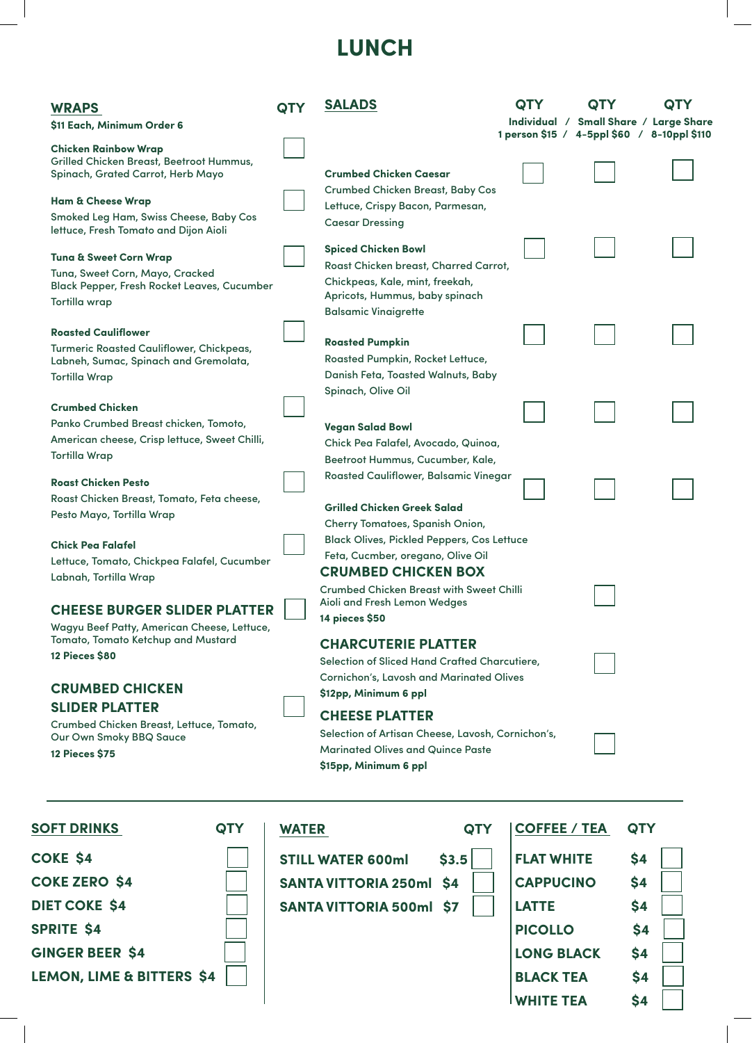# LUNCH

## WRAPS

**$11 Each, Minimum Order 6**

| Item | QTY |
|---|---|
| **Chicken Rainbow Wrap** Grilled Chicken Breast, Beetroot Hummus, Spinach, Grated Carrot, Herb Mayo | |
| **Ham & Cheese Wrap** Smoked Leg Ham, Swiss Cheese, Baby Cos lettuce, Fresh Tomato and Dijon Aioli | |
| **Tuna & Sweet Corn Wrap** Tuna, Sweet Corn, Mayo, Cracked Black Pepper, Fresh Rocket Leaves, Cucumber Tortilla wrap | |
| **Roasted Cauliflower** Turmeric Roasted Cauliflower, Chickpeas, Labneh, Sumac, Spinach and Gremolata, Tortilla Wrap | |
| **Crumbed Chicken** Panko Crumbed Breast chicken, Tomato, American cheese, Crisp lettuce, Sweet Chilli, Tortilla Wrap | |
| **Roast Chicken Pesto** Roast Chicken Breast, Tomato, Feta cheese, Pesto Mayo, Tortilla Wrap | |
| **Chick Pea Falafel** Lettuce, Tomato, Chickpea Falafel, Cucumber Labnah, Tortilla Wrap | |

## CHEESE BURGER SLIDER PLATTER

Wagyu Beef Patty, American Cheese, Lettuce, Tomato, Tomato Ketchup and Mustard

**12 Pieces $80** — QTY: ☐

## CRUMBED CHICKEN SLIDER PLATTER

Crumbed Chicken Breast, Lettuce, Tomato, Our Own Smoky BBQ Sauce

**12 Pieces $75** — QTY: ☐

## SALADS

| Item | QTY Individual 1 person $15 | QTY Small Share 4-5ppl $60 | QTY Large Share 8-10ppl $110 |
|---|---|---|---|
| **Crumbed Chicken Caesar** Crumbed Chicken Breast, Baby Cos Lettuce, Crispy Bacon, Parmesan, Caesar Dressing | | | |
| **Spiced Chicken Bowl** Roast Chicken breast, Charred Carrot, Chickpeas, Kale, mint, freekah, Apricots, Hummus, baby spinach Balsamic Vinaigrette | | | |
| **Roasted Pumpkin** Roasted Pumpkin, Rocket Lettuce, Danish Feta, Toasted Walnuts, Baby Spinach, Olive Oil | | | |
| **Vegan Salad Bowl** Chick Pea Falafel, Avocado, Quinoa, Beetroot Hummus, Cucumber, Kale, Roasted Cauliflower, Balsamic Vinegar | | | |
| **Grilled Chicken Greek Salad** Cherry Tomatoes, Spanish Onion, Black Olives, Pickled Peppers, Cos Lettuce Feta, Cucmber, oregano, Olive Oil | | | |

## CRUMBED CHICKEN BOX

Crumbed Chicken Breast with Sweet Chilli Aioli and Fresh Lemon Wedges

**14 pieces $50** — QTY: ☐

## CHARCUTERIE PLATTER

Selection of Sliced Hand Crafted Charcutiere, Cornichon's, Lavosh and Marinated Olives

**$12pp, Minimum 6 ppl** — QTY: ☐

## CHEESE PLATTER

Selection of Artisan Cheese, Lavosh, Cornichon's, Marinated Olives and Quince Paste

**$15pp, Minimum 6 ppl** — QTY: ☐

---

## SOFT DRINKS

| Item | QTY |
|---|---|
| COKE $4 | |
| COKE ZERO $4 | |
| DIET COKE $4 | |
| SPRITE $4 | |
| GINGER BEER $4 | |
| LEMON, LIME & BITTERS $4 | |

## WATER

| Item | Price | QTY |
|---|---|---|
| STILL WATER 600ml | $3.5 | |
| SANTA VITTORIA 250ml | $4 | |
| SANTA VITTORIA 500ml | $7 | |

## COFFEE / TEA

| Item | Price | QTY |
|---|---|---|
| FLAT WHITE | $4 | |
| CAPPUCINO | $4 | |
| LATTE | $4 | |
| PICOLLO | $4 | |
| LONG BLACK | $4 | |
| BLACK TEA | $4 | |
| WHITE TEA | $4 | |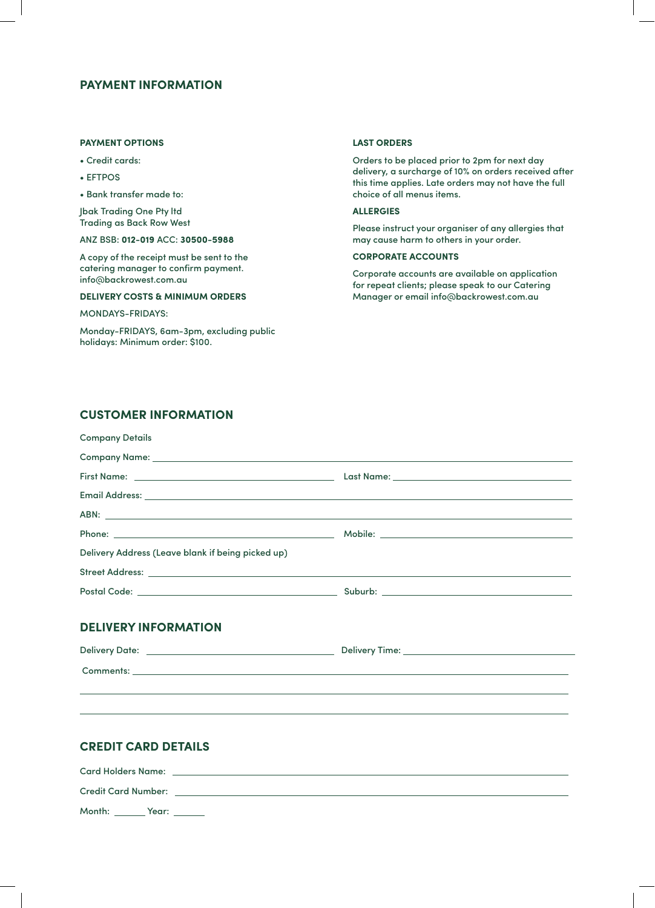## PAYMENT INFORMATION

### PAYMENT OPTIONS

- Credit cards:
- EFTPOS
- Bank transfer made to:

Jbak Trading One Pty ltd
Trading as Back Row West

ANZ BSB: **012-019** ACC: **30500-5988**

A copy of the receipt must be sent to the catering manager to confirm payment. info@backrowest.com.au

### DELIVERY COSTS & MINIMUM ORDERS

MONDAYS-FRIDAYS:

Monday-FRIDAYS, 6am-3pm, excluding public holidays: Minimum order: $100.

### LAST ORDERS

Orders to be placed prior to 2pm for next day delivery, a surcharge of 10% on orders received after this time applies. Late orders may not have the full choice of all menus items.

### ALLERGIES

Please instruct your organiser of any allergies that may cause harm to others in your order.

### CORPORATE ACCOUNTS

Corporate accounts are available on application for repeat clients; please speak to our Catering Manager or email info@backrowest.com.au

## CUSTOMER INFORMATION

Company Details

Company Name: ____________________

First Name: ____________________ Last Name: ____________________

Email Address: ____________________

ABN: ____________________

Phone: ____________________ Mobile: ____________________

Delivery Address (Leave blank if being picked up)

Street Address: ____________________

Postal Code: ____________________ Suburb: ____________________

## DELIVERY INFORMATION

Delivery Date: ____________________ Delivery Time: ____________________

Comments: ____________________

____________________

____________________

## CREDIT CARD DETAILS

Card Holders Name: ____________________

Credit Card Number: ____________________

Month: ______ Year: ______